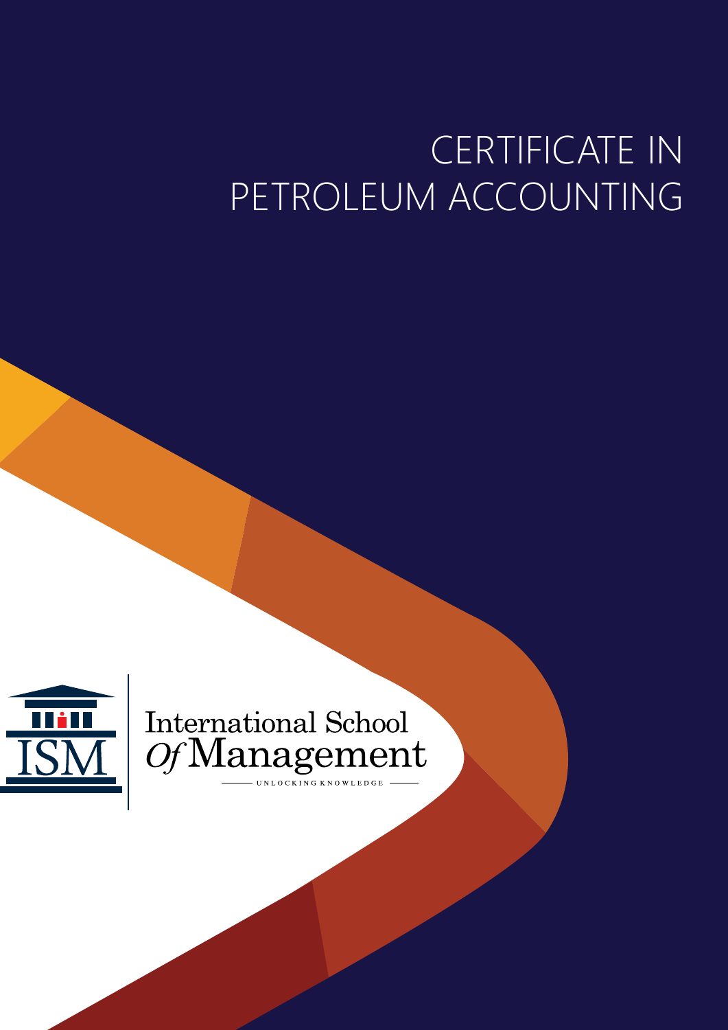# CERTIFICATE IN PETROLEUM ACCOUNTING

ISM

International School Of Management

UNLOCKING KNOWLEDGE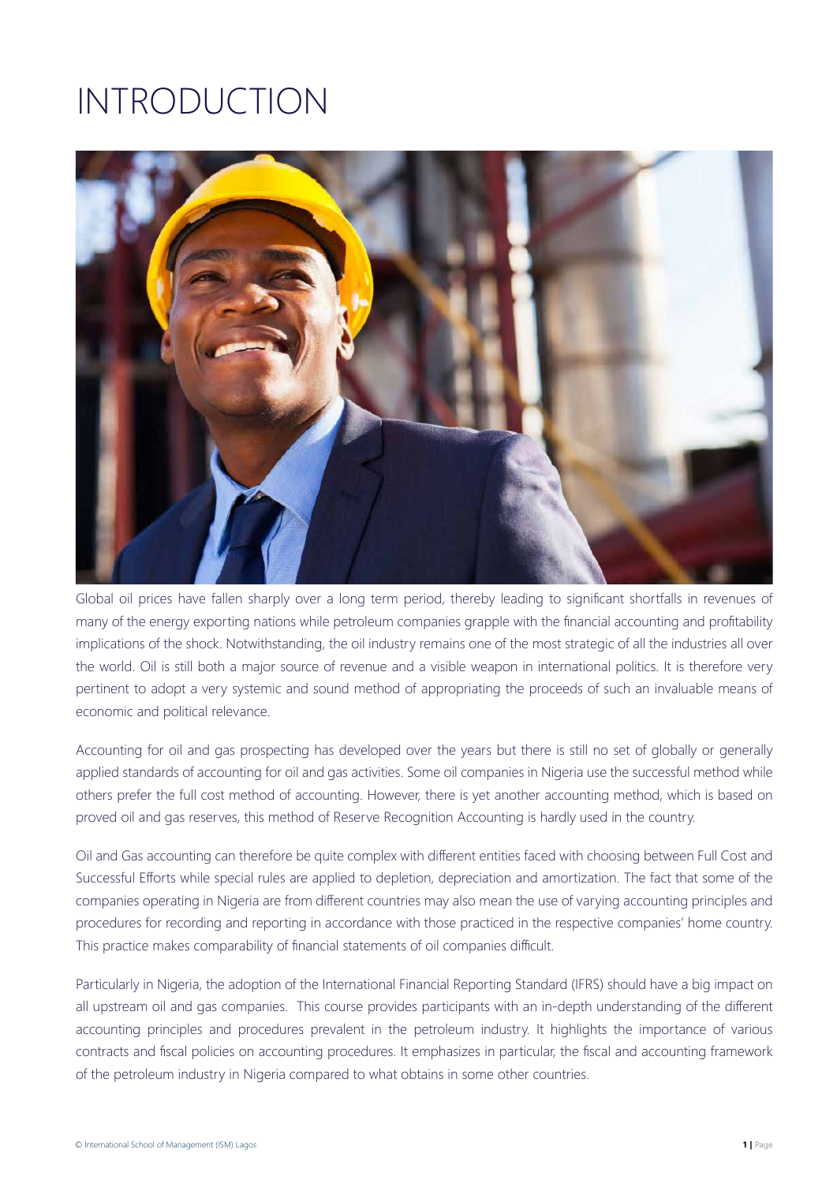# INTRODUCTION

Global oil prices have fallen sharply over a long term period, thereby leading to significant shortfalls in revenues of many of the energy exporting nations while petroleum companies grapple with the financial accounting and profitability implications of the shock. Notwithstanding, the oil industry remains one of the most strategic of all the industries all over the world. Oil is still both a major source of revenue and a visible weapon in international politics. It is therefore very pertinent to adopt a very systemic and sound method of appropriating the proceeds of such an invaluable means of economic and political relevance.

Accounting for oil and gas prospecting has developed over the years but there is still no set of globally or generally applied standards of accounting for oil and gas activities. Some oil companies in Nigeria use the successful method while others prefer the full cost method of accounting. However, there is yet another accounting method, which is based on proved oil and gas reserves, this method of Reserve Recognition Accounting is hardly used in the country.

Oil and Gas accounting can therefore be quite complex with different entities faced with choosing between Full Cost and Successful Efforts while special rules are applied to depletion, depreciation and amortization. The fact that some of the companies operating in Nigeria are from different countries may also mean the use of varying accounting principles and procedures for recording and reporting in accordance with those practiced in the respective companies' home country. This practice makes comparability of financial statements of oil companies difficult.

Particularly in Nigeria, the adoption of the International Financial Reporting Standard (IFRS) should have a big impact on all upstream oil and gas companies. This course provides participants with an in-depth understanding of the different accounting principles and procedures prevalent in the petroleum industry. It highlights the importance of various contracts and fiscal policies on accounting procedures. It emphasizes in particular, the fiscal and accounting framework of the petroleum industry in Nigeria compared to what obtains in some other countries.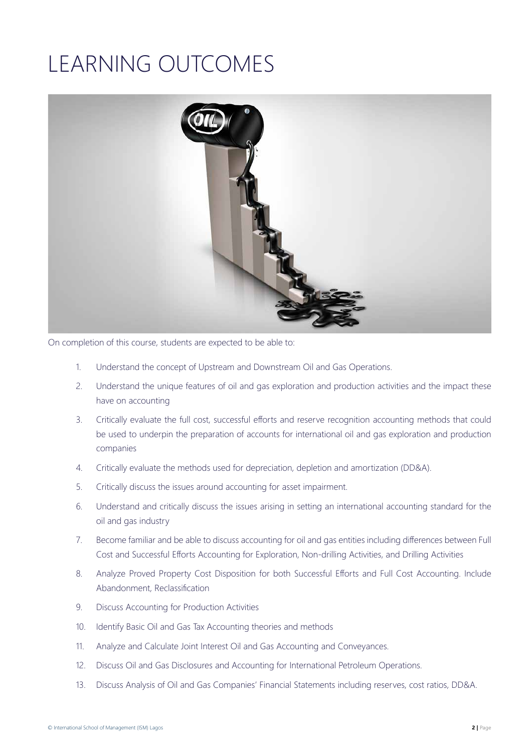# LEARNING OUTCOMES

On completion of this course, students are expected to be able to:

1. Understand the concept of Upstream and Downstream Oil and Gas Operations.
2. Understand the unique features of oil and gas exploration and production activities and the impact these have on accounting
3. Critically evaluate the full cost, successful efforts and reserve recognition accounting methods that could be used to underpin the preparation of accounts for international oil and gas exploration and production companies
4. Critically evaluate the methods used for depreciation, depletion and amortization (DD&A).
5. Critically discuss the issues around accounting for asset impairment.
6. Understand and critically discuss the issues arising in setting an international accounting standard for the oil and gas industry
7. Become familiar and be able to discuss accounting for oil and gas entities including differences between Full Cost and Successful Efforts Accounting for Exploration, Non-drilling Activities, and Drilling Activities
8. Analyze Proved Property Cost Disposition for both Successful Efforts and Full Cost Accounting. Include Abandonment, Reclassification
9. Discuss Accounting for Production Activities
10. Identify Basic Oil and Gas Tax Accounting theories and methods
11. Analyze and Calculate Joint Interest Oil and Gas Accounting and Conveyances.
12. Discuss Oil and Gas Disclosures and Accounting for International Petroleum Operations.
13. Discuss Analysis of Oil and Gas Companies' Financial Statements including reserves, cost ratios, DD&A.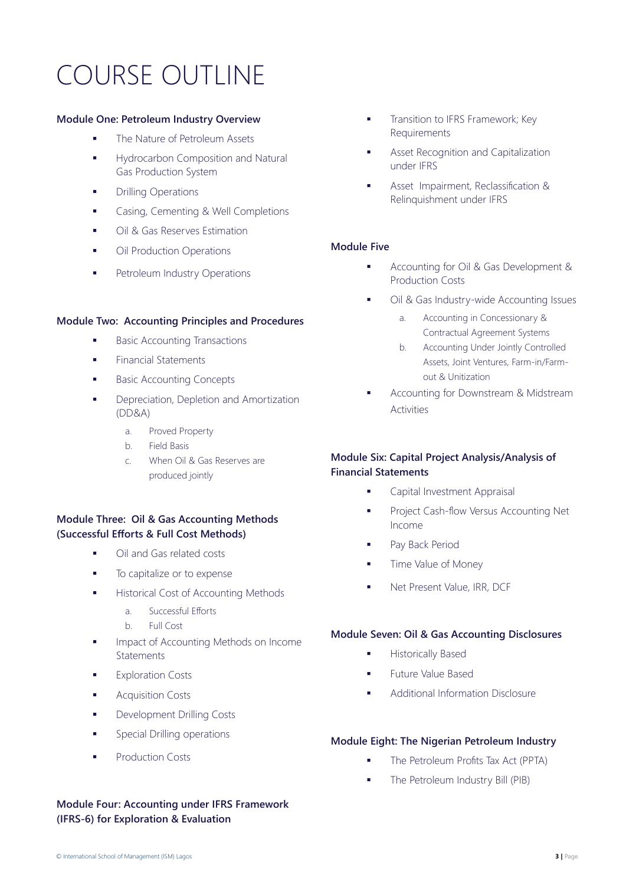# COURSE OUTLINE

**Module One: Petroleum Industry Overview**

- The Nature of Petroleum Assets
- Hydrocarbon Composition and Natural Gas Production System
- Drilling Operations
- Casing, Cementing & Well Completions
- Oil & Gas Reserves Estimation
- Oil Production Operations
- Petroleum Industry Operations

**Module Two: Accounting Principles and Procedures**

- Basic Accounting Transactions
- Financial Statements
- Basic Accounting Concepts
- Depreciation, Depletion and Amortization (DD&A)
    - a. Proved Property
    - b. Field Basis
    - c. When Oil & Gas Reserves are produced jointly

**Module Three: Oil & Gas Accounting Methods (Successful Efforts & Full Cost Methods)**

- Oil and Gas related costs
- To capitalize or to expense
- Historical Cost of Accounting Methods
    - a. Successful Efforts
    - b. Full Cost
- Impact of Accounting Methods on Income Statements
- Exploration Costs
- Acquisition Costs
- Development Drilling Costs
- Special Drilling operations
- Production Costs

**Module Four: Accounting under IFRS Framework (IFRS-6) for Exploration & Evaluation**

- Transition to IFRS Framework; Key Requirements
- Asset Recognition and Capitalization under IFRS
- Asset Impairment, Reclassification & Relinquishment under IFRS

**Module Five**

- Accounting for Oil & Gas Development & Production Costs
- Oil & Gas Industry-wide Accounting Issues
    - a. Accounting in Concessionary & Contractual Agreement Systems
    - b. Accounting Under Jointly Controlled Assets, Joint Ventures, Farm-in/Farm-out & Unitization
- Accounting for Downstream & Midstream Activities

**Module Six: Capital Project Analysis/Analysis of Financial Statements**

- Capital Investment Appraisal
- Project Cash-flow Versus Accounting Net Income
- Pay Back Period
- Time Value of Money
- Net Present Value, IRR, DCF

**Module Seven: Oil & Gas Accounting Disclosures**

- Historically Based
- Future Value Based
- Additional Information Disclosure

**Module Eight: The Nigerian Petroleum Industry**

- The Petroleum Profits Tax Act (PPTA)
- The Petroleum Industry Bill (PIB)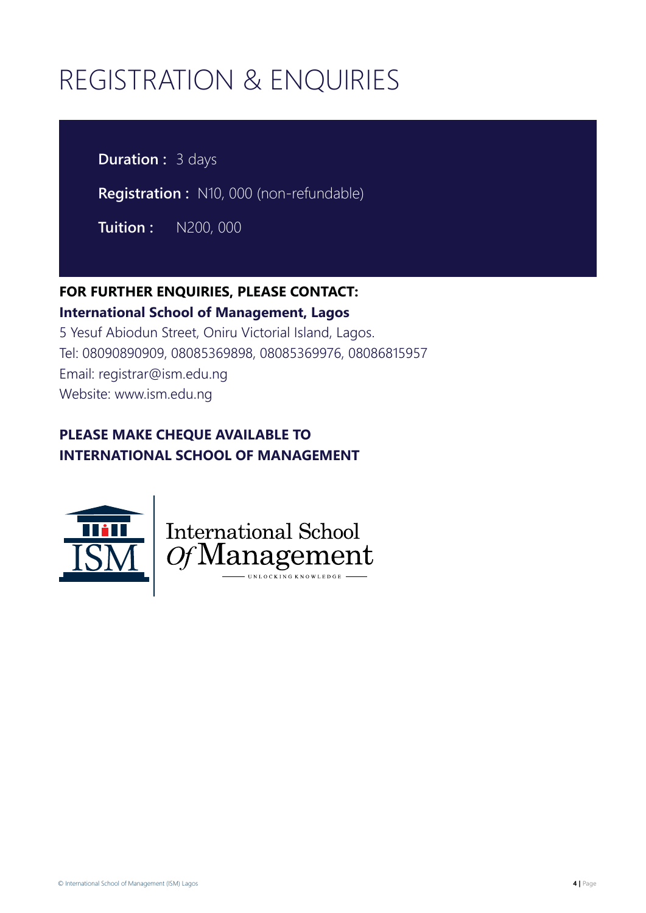# REGISTRATION & ENQUIRIES

**Duration :** 3 days

**Registration :** N10, 000 (non-refundable)

**Tuition :** N200, 000

**FOR FURTHER ENQUIRIES, PLEASE CONTACT:**

**International School of Management, Lagos**

5 Yesuf Abiodun Street, Oniru Victorial Island, Lagos.
Tel: 08090890909, 08085369898, 08085369976, 08086815957
Email: registrar@ism.edu.ng
Website: www.ism.edu.ng

**PLEASE MAKE CHEQUE AVAILABLE TO INTERNATIONAL SCHOOL OF MANAGEMENT**

ISM International School Of Management
UNLOCKING KNOWLEDGE